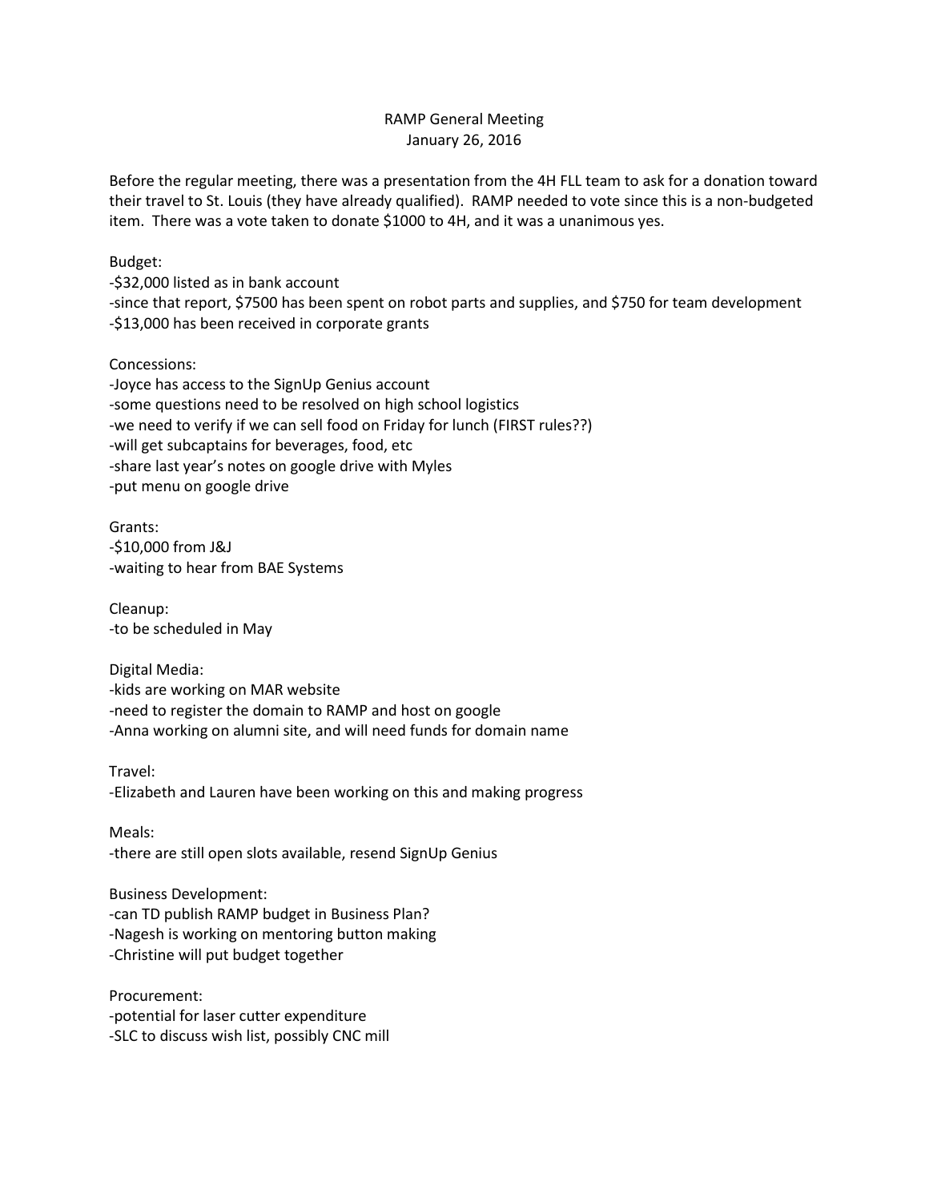# RAMP General Meeting

January 26, 2016

Before the regular meeting, there was a presentation from the 4H FLL team to ask for a donation toward their travel to St. Louis (they have already qualified). RAMP needed to vote since this is a non-budgeted item. There was a vote taken to donate $1000 to 4H, and it was a unanimous yes.

Budget:
-$32,000 listed as in bank account
-since that report, $7500 has been spent on robot parts and supplies, and $750 for team development
-$13,000 has been received in corporate grants

Concessions:
-Joyce has access to the SignUp Genius account
-some questions need to be resolved on high school logistics
-we need to verify if we can sell food on Friday for lunch (FIRST rules??)
-will get subcaptains for beverages, food, etc
-share last year's notes on google drive with Myles
-put menu on google drive

Grants:
-$10,000 from J&J
-waiting to hear from BAE Systems

Cleanup:
-to be scheduled in May

Digital Media:
-kids are working on MAR website
-need to register the domain to RAMP and host on google
-Anna working on alumni site, and will need funds for domain name

Travel:
-Elizabeth and Lauren have been working on this and making progress

Meals:
-there are still open slots available, resend SignUp Genius

Business Development:
-can TD publish RAMP budget in Business Plan?
-Nagesh is working on mentoring button making
-Christine will put budget together

Procurement:
-potential for laser cutter expenditure
-SLC to discuss wish list, possibly CNC mill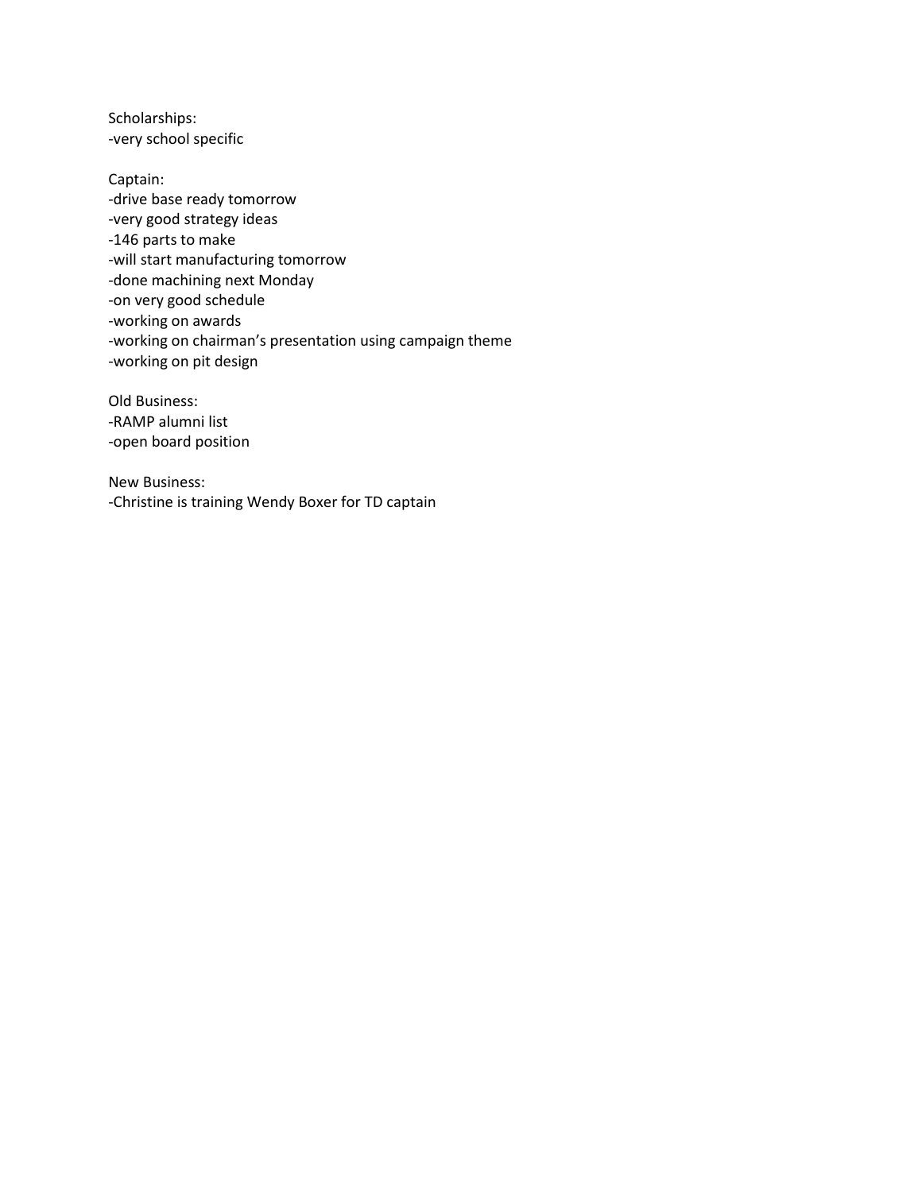Scholarships:
-very school specific

Captain:
-drive base ready tomorrow
-very good strategy ideas
-146 parts to make
-will start manufacturing tomorrow
-done machining next Monday
-on very good schedule
-working on awards
-working on chairman's presentation using campaign theme
-working on pit design

Old Business:
-RAMP alumni list
-open board position

New Business:
-Christine is training Wendy Boxer for TD captain